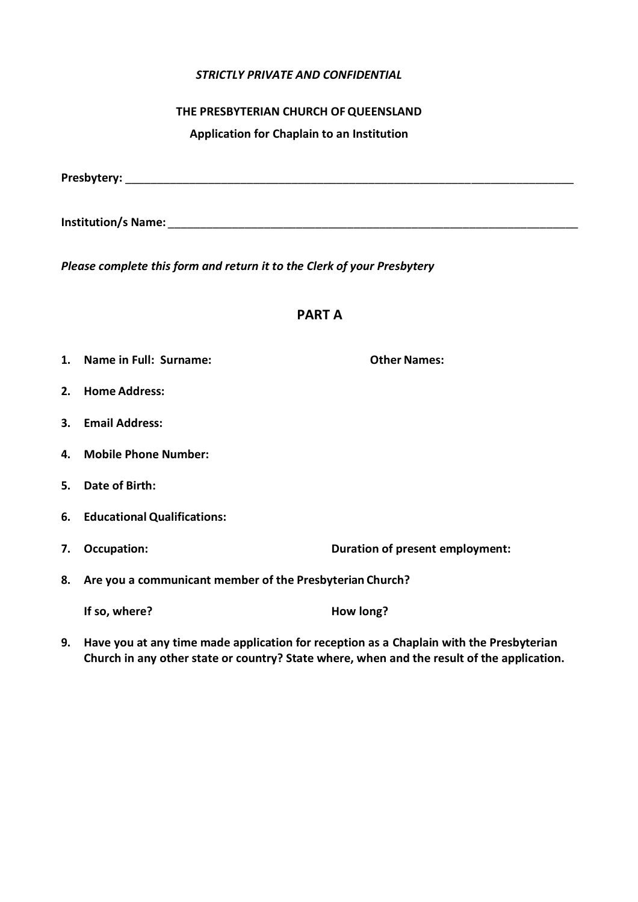*STRICTLY PRIVATE AND CONFIDENTIAL*

**THE PRESBYTERIAN CHURCH OF QUEENSLAND**

**Application for Chaplain to an Institution**

**Presbytery:** ___________________________________________________________________________

**Institution/s Name:** ____________________________________________________________________

***Please complete this form and return it to the Clerk of your Presbytery***

## PART A

1. **Name in Full: Surname:** **Other Names:**
2. **Home Address:**
3. **Email Address:**
4. **Mobile Phone Number:**
5. **Date of Birth:**
6. **Educational Qualifications:**
7. **Occupation:** **Duration of present employment:**
8. **Are you a communicant member of the Presbyterian Church?**

   **If so, where?** **How long?**

9. **Have you at any time made application for reception as a Chaplain with the Presbyterian Church in any other state or country? State where, when and the result of the application.**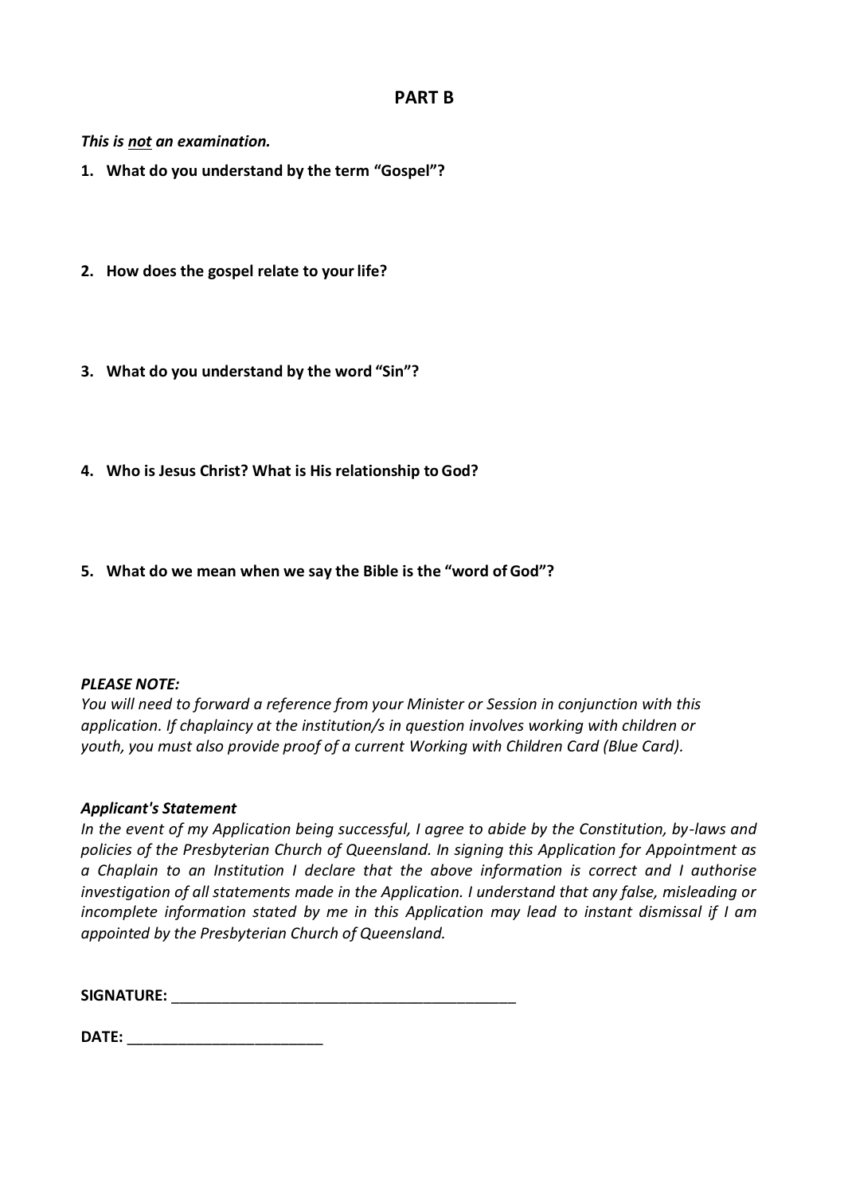## PART B

***This is <u>not</u> an examination.***

1. **What do you understand by the term "Gospel"?**

2. **How does the gospel relate to your life?**

3. **What do you understand by the word "Sin"?**

4. **Who is Jesus Christ? What is His relationship to God?**

5. **What do we mean when we say the Bible is the "word of God"?**

***PLEASE NOTE:***

*You will need to forward a reference from your Minister or Session in conjunction with this application. If chaplaincy at the institution/s in question involves working with children or youth, you must also provide proof of a current Working with Children Card (Blue Card).*

***Applicant's Statement***

*In the event of my Application being successful, I agree to abide by the Constitution, by-laws and policies of the Presbyterian Church of Queensland. In signing this Application for Appointment as a Chaplain to an Institution I declare that the above information is correct and I authorise investigation of all statements made in the Application. I understand that any false, misleading or incomplete information stated by me in this Application may lead to instant dismissal if I am appointed by the Presbyterian Church of Queensland.*

**SIGNATURE:** ________________________________________

**DATE:** ______________________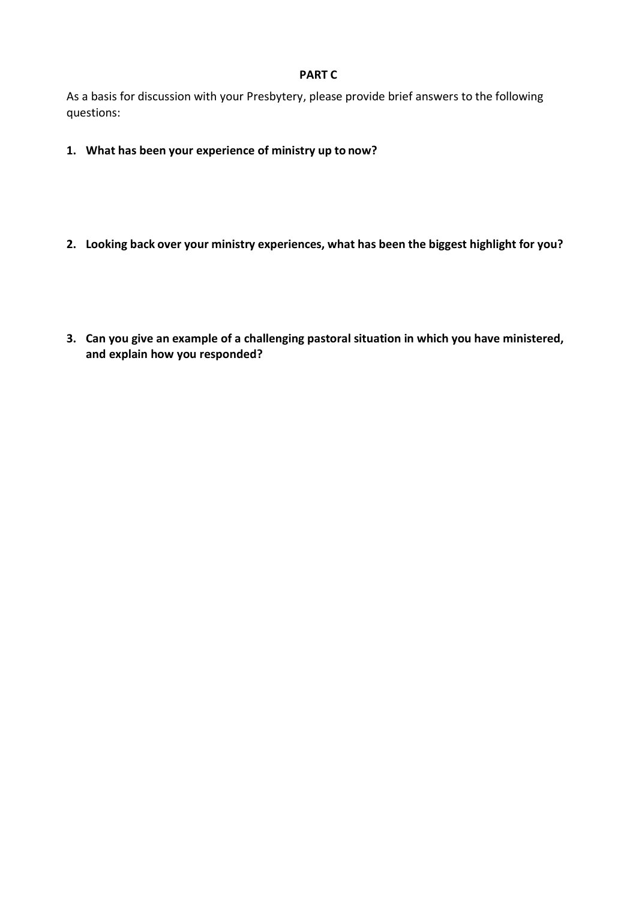## PART C

As a basis for discussion with your Presbytery, please provide brief answers to the following questions:

1. **What has been your experience of ministry up to now?**

2. **Looking back over your ministry experiences, what has been the biggest highlight for you?**

3. **Can you give an example of a challenging pastoral situation in which you have ministered, and explain how you responded?**